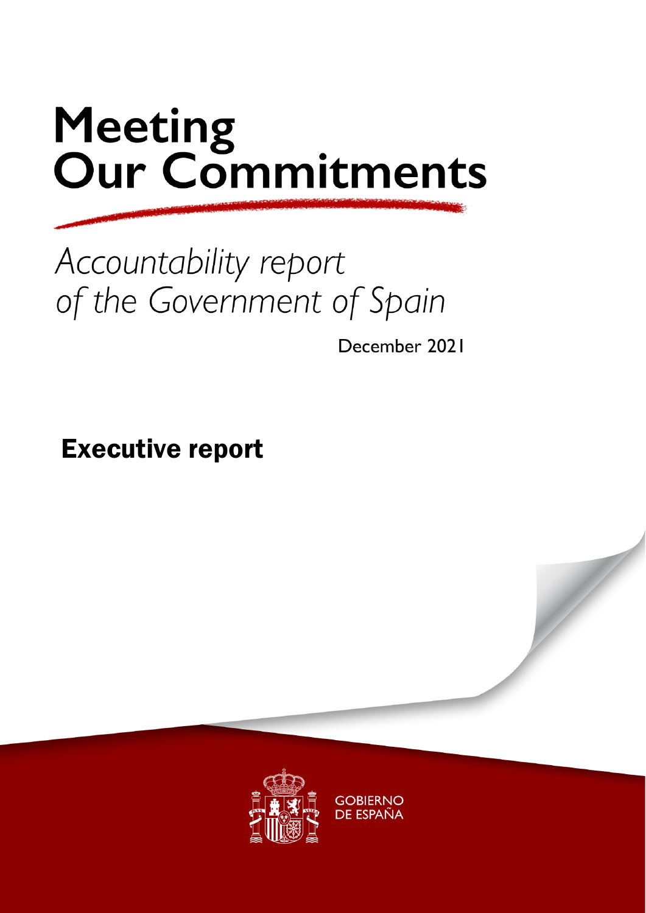# Meeting Our Commitments

*Accountability report of the Government of Spain*

December 2021

## Executive report

GOBIERNO DE ESPAÑA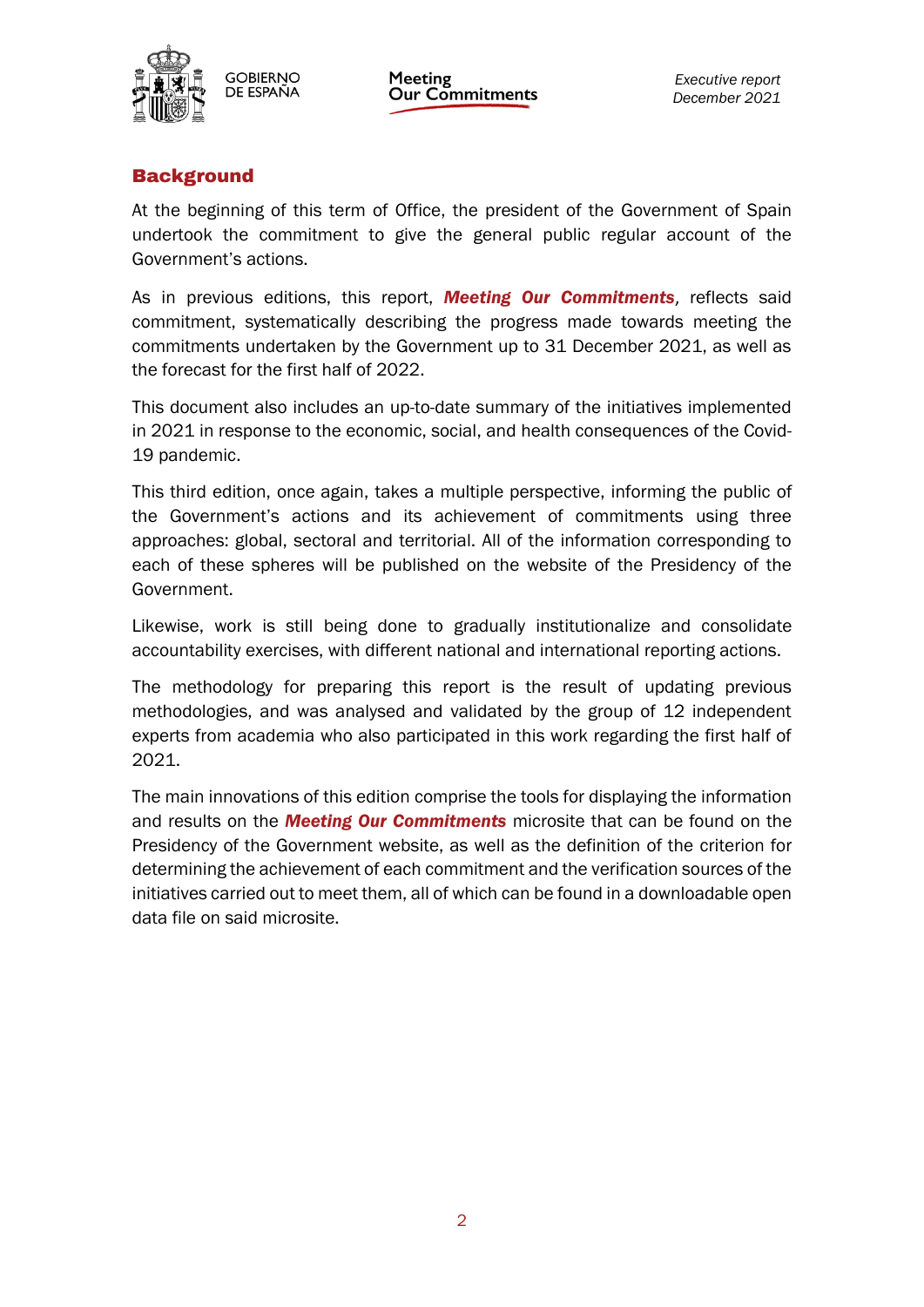## Background

At the beginning of this term of Office, the president of the Government of Spain undertook the commitment to give the general public regular account of the Government's actions.

As in previous editions, this report, ***Meeting Our Commitments***, reflects said commitment, systematically describing the progress made towards meeting the commitments undertaken by the Government up to 31 December 2021, as well as the forecast for the first half of 2022.

This document also includes an up-to-date summary of the initiatives implemented in 2021 in response to the economic, social, and health consequences of the Covid-19 pandemic.

This third edition, once again, takes a multiple perspective, informing the public of the Government's actions and its achievement of commitments using three approaches: global, sectoral and territorial. All of the information corresponding to each of these spheres will be published on the website of the Presidency of the Government.

Likewise, work is still being done to gradually institutionalize and consolidate accountability exercises, with different national and international reporting actions.

The methodology for preparing this report is the result of updating previous methodologies, and was analysed and validated by the group of 12 independent experts from academia who also participated in this work regarding the first half of 2021.

The main innovations of this edition comprise the tools for displaying the information and results on the ***Meeting Our Commitments*** microsite that can be found on the Presidency of the Government website, as well as the definition of the criterion for determining the achievement of each commitment and the verification sources of the initiatives carried out to meet them, all of which can be found in a downloadable open data file on said microsite.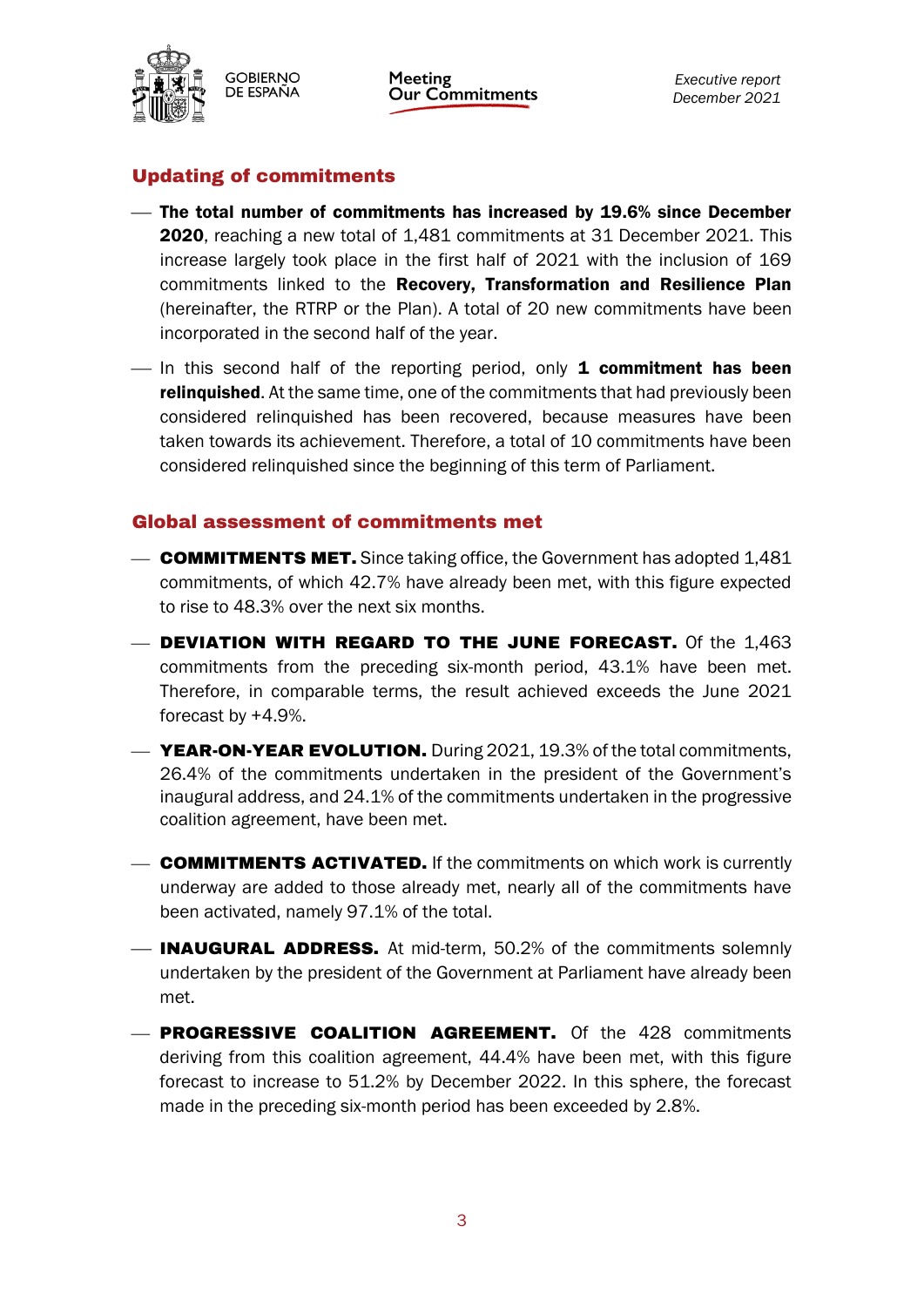## Updating of commitments

- **The total number of commitments has increased by 19.6% since December 2020**, reaching a new total of 1,481 commitments at 31 December 2021. This increase largely took place in the first half of 2021 with the inclusion of 169 commitments linked to the **Recovery, Transformation and Resilience Plan** (hereinafter, the RTRP or the Plan). A total of 20 new commitments have been incorporated in the second half of the year.
- In this second half of the reporting period, only **1 commitment has been relinquished**. At the same time, one of the commitments that had previously been considered relinquished has been recovered, because measures have been taken towards its achievement. Therefore, a total of 10 commitments have been considered relinquished since the beginning of this term of Parliament.

## Global assessment of commitments met

- **COMMITMENTS MET.** Since taking office, the Government has adopted 1,481 commitments, of which 42.7% have already been met, with this figure expected to rise to 48.3% over the next six months.
- **DEVIATION WITH REGARD TO THE JUNE FORECAST.** Of the 1,463 commitments from the preceding six-month period, 43.1% have been met. Therefore, in comparable terms, the result achieved exceeds the June 2021 forecast by +4.9%.
- **YEAR-ON-YEAR EVOLUTION.** During 2021, 19.3% of the total commitments, 26.4% of the commitments undertaken in the president of the Government's inaugural address, and 24.1% of the commitments undertaken in the progressive coalition agreement, have been met.
- **COMMITMENTS ACTIVATED.** If the commitments on which work is currently underway are added to those already met, nearly all of the commitments have been activated, namely 97.1% of the total.
- **INAUGURAL ADDRESS.** At mid-term, 50.2% of the commitments solemnly undertaken by the president of the Government at Parliament have already been met.
- **PROGRESSIVE COALITION AGREEMENT.** Of the 428 commitments deriving from this coalition agreement, 44.4% have been met, with this figure forecast to increase to 51.2% by December 2022. In this sphere, the forecast made in the preceding six-month period has been exceeded by 2.8%.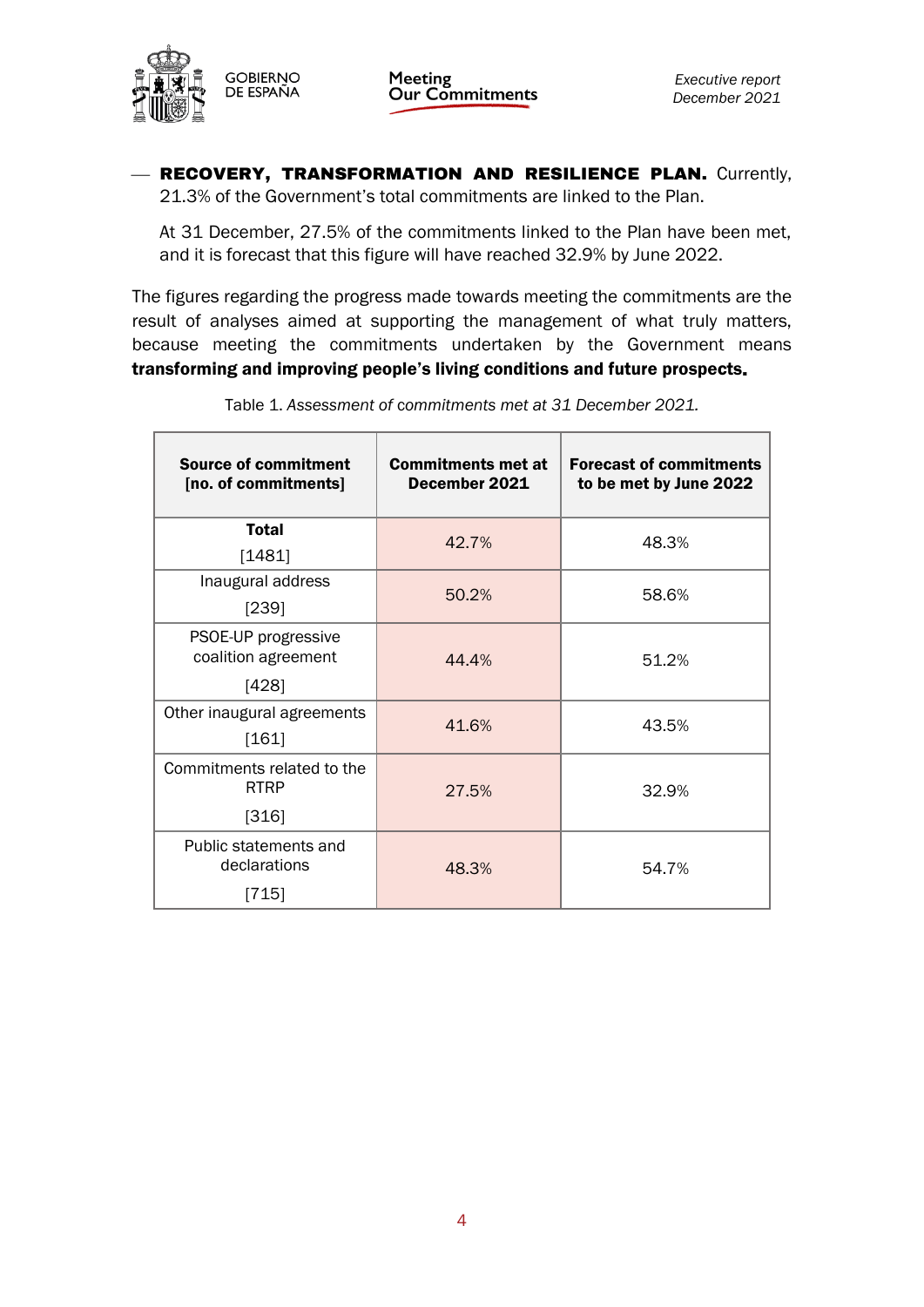- **RECOVERY, TRANSFORMATION AND RESILIENCE PLAN.** Currently, 21.3% of the Government's total commitments are linked to the Plan.

  At 31 December, 27.5% of the commitments linked to the Plan have been met, and it is forecast that this figure will have reached 32.9% by June 2022.

The figures regarding the progress made towards meeting the commitments are the result of analyses aimed at supporting the management of what truly matters, because meeting the commitments undertaken by the Government means **transforming and improving people's living conditions and future prospects.**

Table 1. *Assessment of commitments met at 31 December 2021.*

| Source of commitment [no. of commitments] | Commitments met at December 2021 | Forecast of commitments to be met by June 2022 |
|---|---|---|
| **Total** [1481] | 42.7% | 48.3% |
| Inaugural address [239] | 50.2% | 58.6% |
| PSOE-UP progressive coalition agreement [428] | 44.4% | 51.2% |
| Other inaugural agreements [161] | 41.6% | 43.5% |
| Commitments related to the RTRP [316] | 27.5% | 32.9% |
| Public statements and declarations [715] | 48.3% | 54.7% |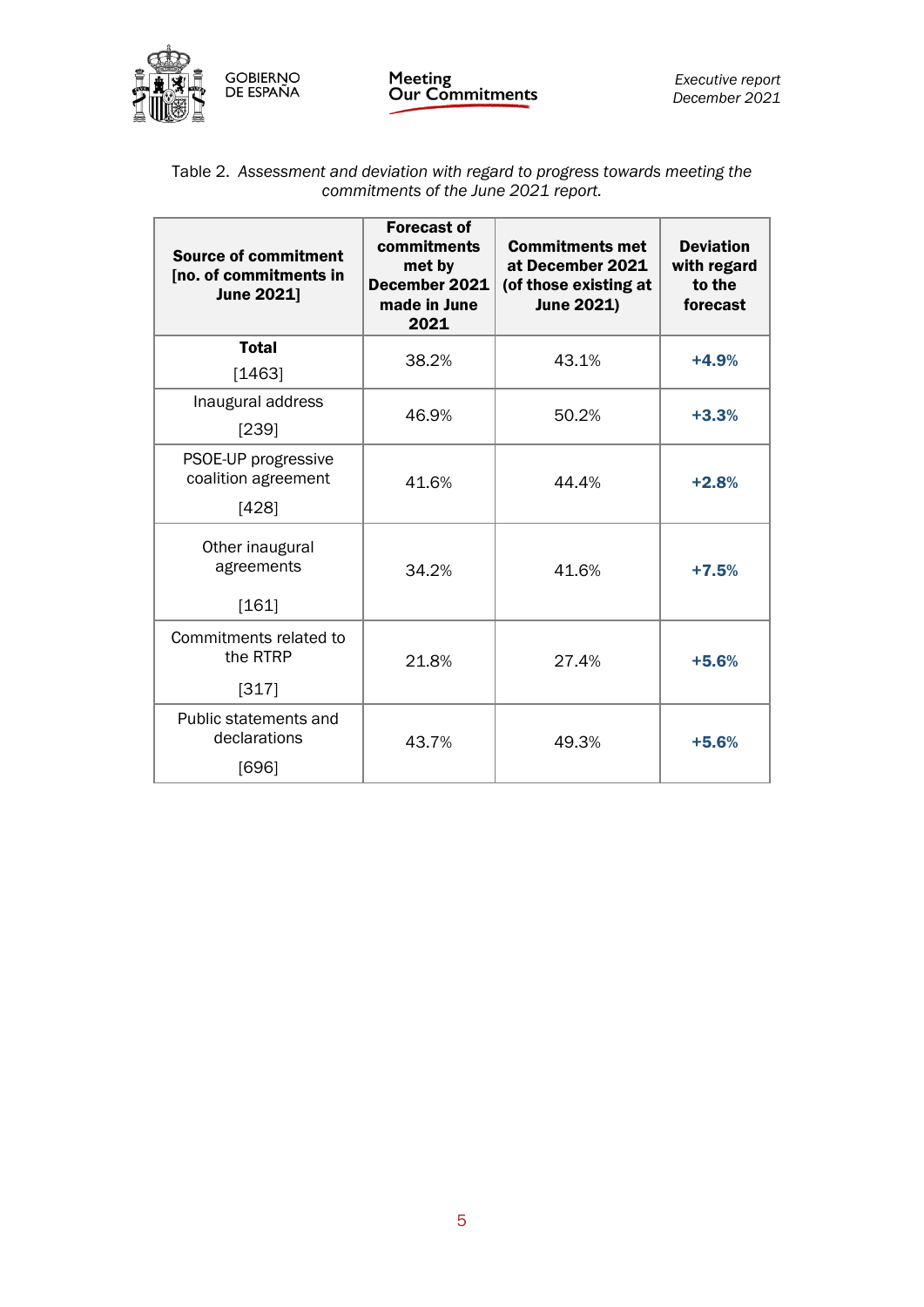Table 2. *Assessment and deviation with regard to progress towards meeting the commitments of the June 2021 report.*

| Source of commitment [no. of commitments in June 2021] | Forecast of commitments met by December 2021 made in June 2021 | Commitments met at December 2021 (of those existing at June 2021) | Deviation with regard to the forecast |
|---|---|---|---|
| **Total** [1463] | 38.2% | 43.1% | **+4.9%** |
| Inaugural address [239] | 46.9% | 50.2% | **+3.3%** |
| PSOE-UP progressive coalition agreement [428] | 41.6% | 44.4% | **+2.8%** |
| Other inaugural agreements [161] | 34.2% | 41.6% | **+7.5%** |
| Commitments related to the RTRP [317] | 21.8% | 27.4% | **+5.6%** |
| Public statements and declarations [696] | 43.7% | 49.3% | **+5.6%** |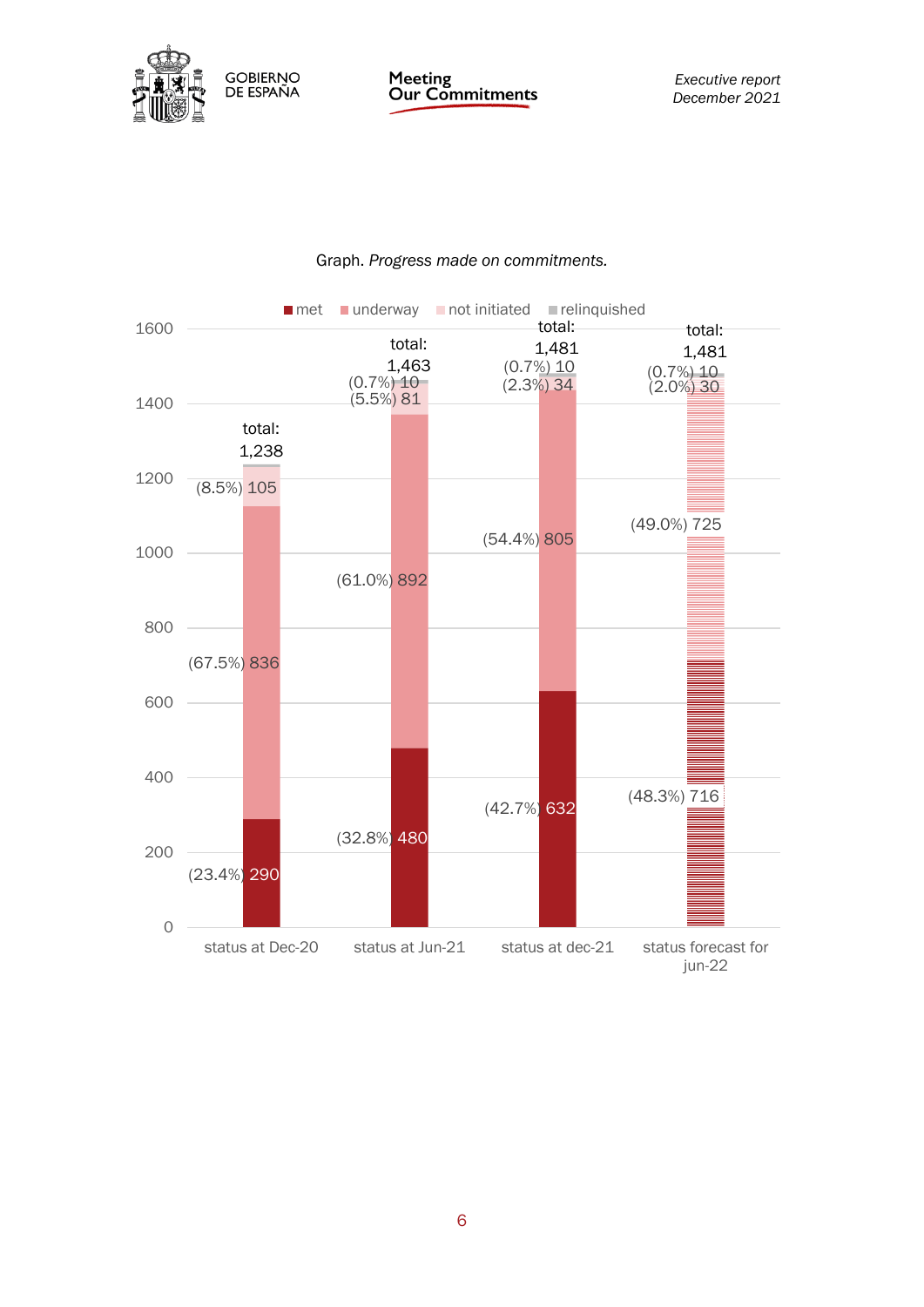Graph. *Progress made on commitments.*

| | met | underway | not initiated | relinquished | total |
|---|---|---|---|---|---|
| status at Dec-20 | (23.4%) 290 | (67.5%) 836 | (8.5%) 105 | | 1,238 |
| status at Jun-21 | (32.8%) 480 | (61.0%) 892 | (5.5%) 81 | (0.7%) 10 | 1,463 |
| status at dec-21 | (42.7%) 632 | (54.4%) 805 | (2.3%) 34 | (0.7%) 10 | 1,481 |
| status forecast for jun-22 | (48.3%) 716 | (49.0%) 725 | (2.0%) 30 | (0.7%) 10 | 1,481 |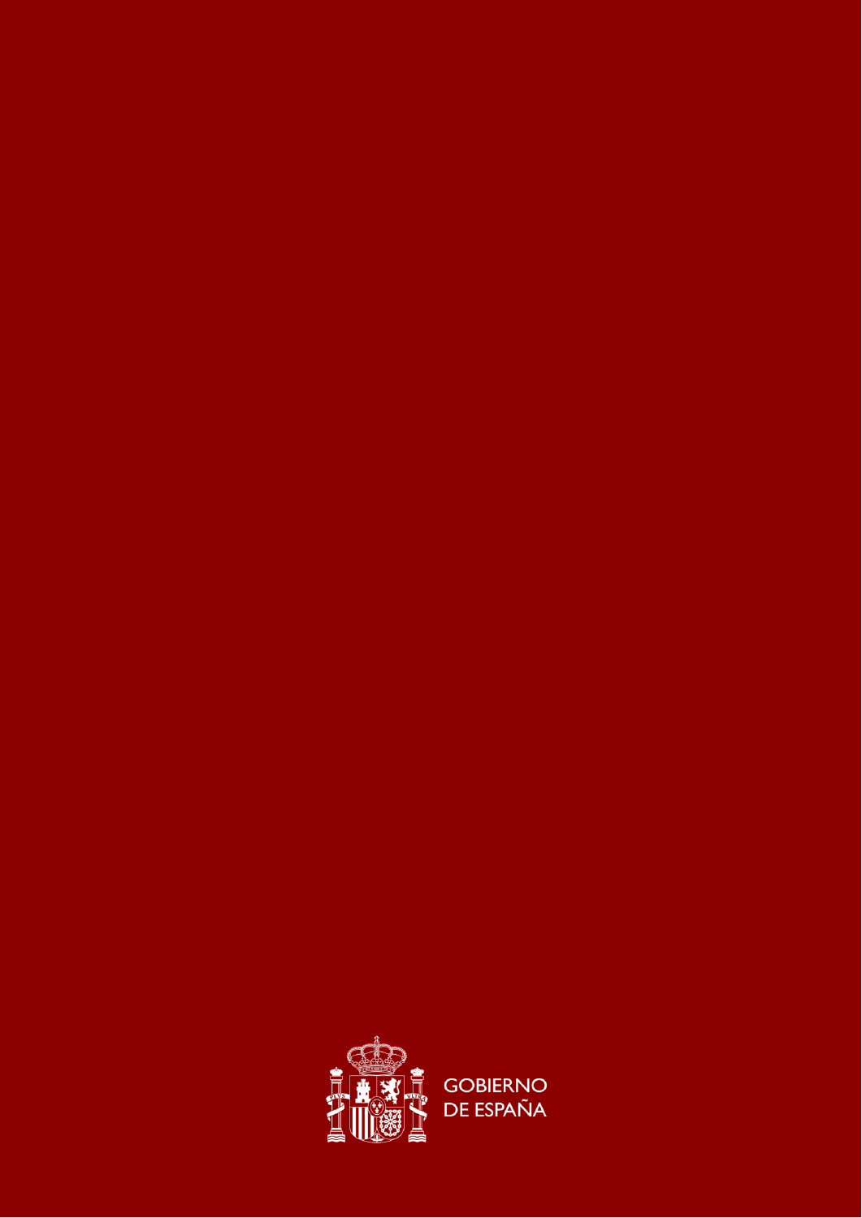GOBIERNO
DE ESPAÑA